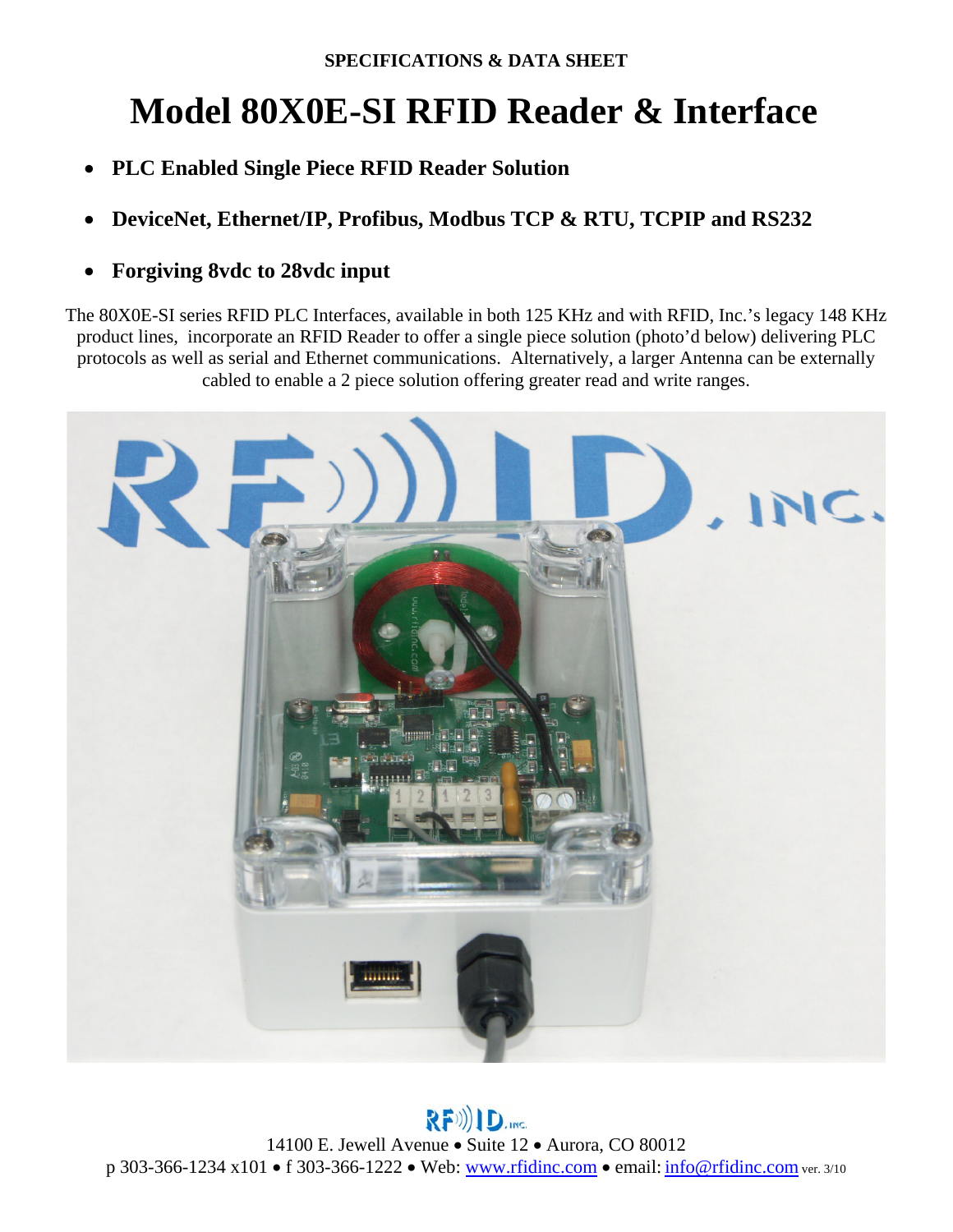SPECIFICATIONS & DATA SHEET

# Model 80X0E-SI RFID Reader & Interface

- **PLC Enabled Single Piece RFID Reader Solution**
- **DeviceNet, Ethernet/IP, Profibus, Modbus TCP & RTU, TCPIP and RS232**
- **Forgiving 8vdc to 28vdc input**

The 80X0E-SI series RFID PLC Interfaces, available in both 125 KHz and with RFID, Inc.'s legacy 148 KHz product lines, incorporate an RFID Reader to offer a single piece solution (photo'd below) delivering PLC protocols as well as serial and Ethernet communications. Alternatively, a larger Antenna can be externally cabled to enable a 2 piece solution offering greater read and write ranges.

14100 E. Jewell Avenue • Suite 12 • Aurora, CO 80012
p 303-366-1234 x101 • f 303-366-1222 • Web: www.rfidinc.com • email: info@rfidinc.com ver. 3/10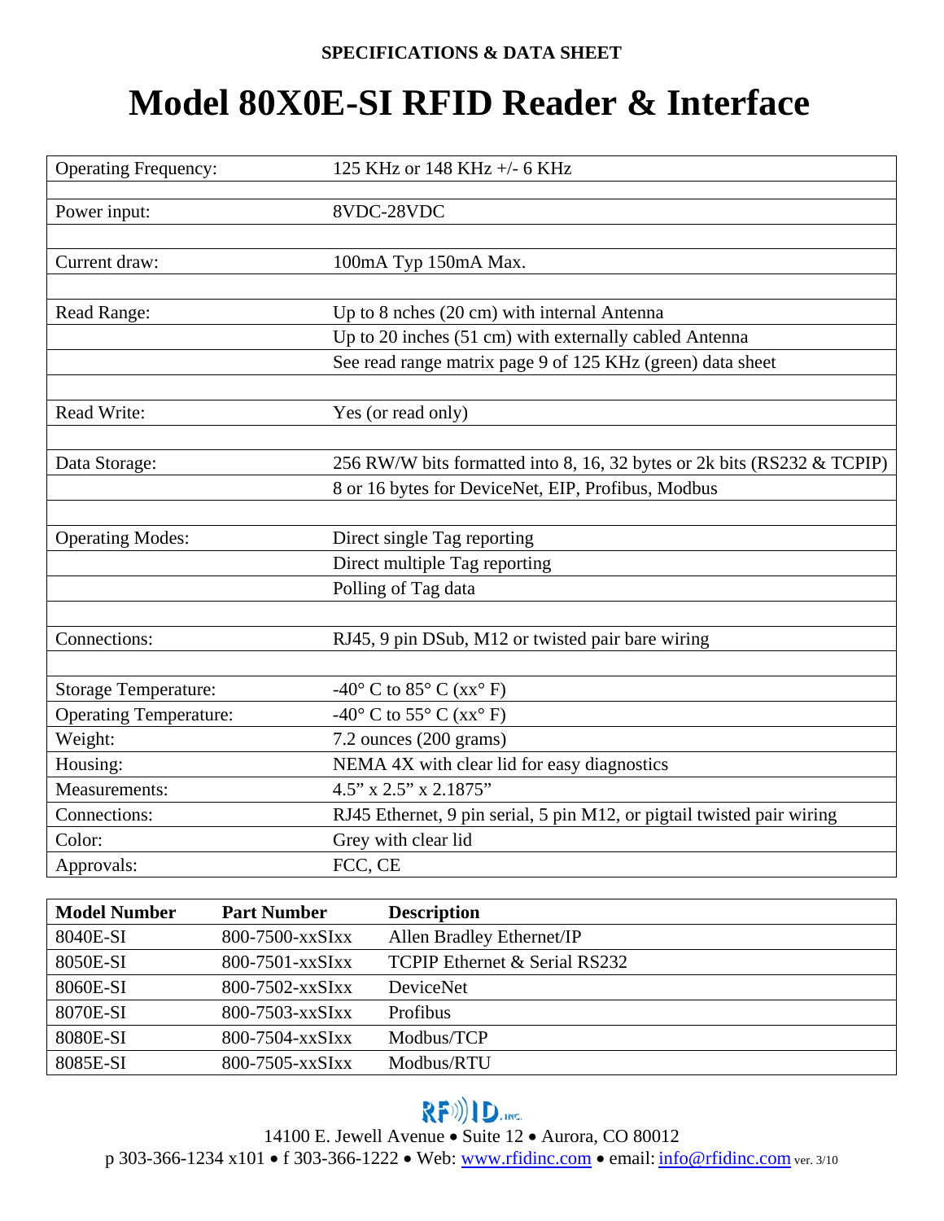**SPECIFICATIONS & DATA SHEET**

# Model 80X0E-SI RFID Reader & Interface

| | |
|---|---|
| Operating Frequency: | 125 KHz or 148 KHz +/- 6 KHz |
| | |
| Power input: | 8VDC-28VDC |
| | |
| Current draw: | 100mA Typ 150mA Max. |
| | |
| Read Range: | Up to 8 nches (20 cm) with internal Antenna |
| | Up to 20 inches (51 cm) with externally cabled Antenna |
| | See read range matrix page 9 of 125 KHz (green) data sheet |
| | |
| Read Write: | Yes (or read only) |
| | |
| Data Storage: | 256 RW/W bits formatted into 8, 16, 32 bytes or 2k bits (RS232 & TCPIP) |
| | 8 or 16 bytes for DeviceNet, EIP, Profibus, Modbus |
| | |
| Operating Modes: | Direct single Tag reporting |
| | Direct multiple Tag reporting |
| | Polling of Tag data |
| | |
| Connections: | RJ45, 9 pin DSub, M12 or twisted pair bare wiring |
| | |
| Storage Temperature: | -40° C to 85° C (xx° F) |
| Operating Temperature: | -40° C to 55° C (xx° F) |
| Weight: | 7.2 ounces (200 grams) |
| Housing: | NEMA 4X with clear lid for easy diagnostics |
| Measurements: | 4.5" x 2.5" x 2.1875" |
| Connections: | RJ45 Ethernet, 9 pin serial, 5 pin M12, or pigtail twisted pair wiring |
| Color: | Grey with clear lid |
| Approvals: | FCC, CE |

| Model Number | Part Number | Description |
|---|---|---|
| 8040E-SI | 800-7500-xxSIxx | Allen Bradley Ethernet/IP |
| 8050E-SI | 800-7501-xxSIxx | TCPIP Ethernet & Serial RS232 |
| 8060E-SI | 800-7502-xxSIxx | DeviceNet |
| 8070E-SI | 800-7503-xxSIxx | Profibus |
| 8080E-SI | 800-7504-xxSIxx | Modbus/TCP |
| 8085E-SI | 800-7505-xxSIxx | Modbus/RTU |

RFID, INC.

14100 E. Jewell Avenue • Suite 12 • Aurora, CO 80012

p 303-366-1234 x101 • f 303-366-1222 • Web: www.rfidinc.com • email: info@rfidinc.com ver. 3/10